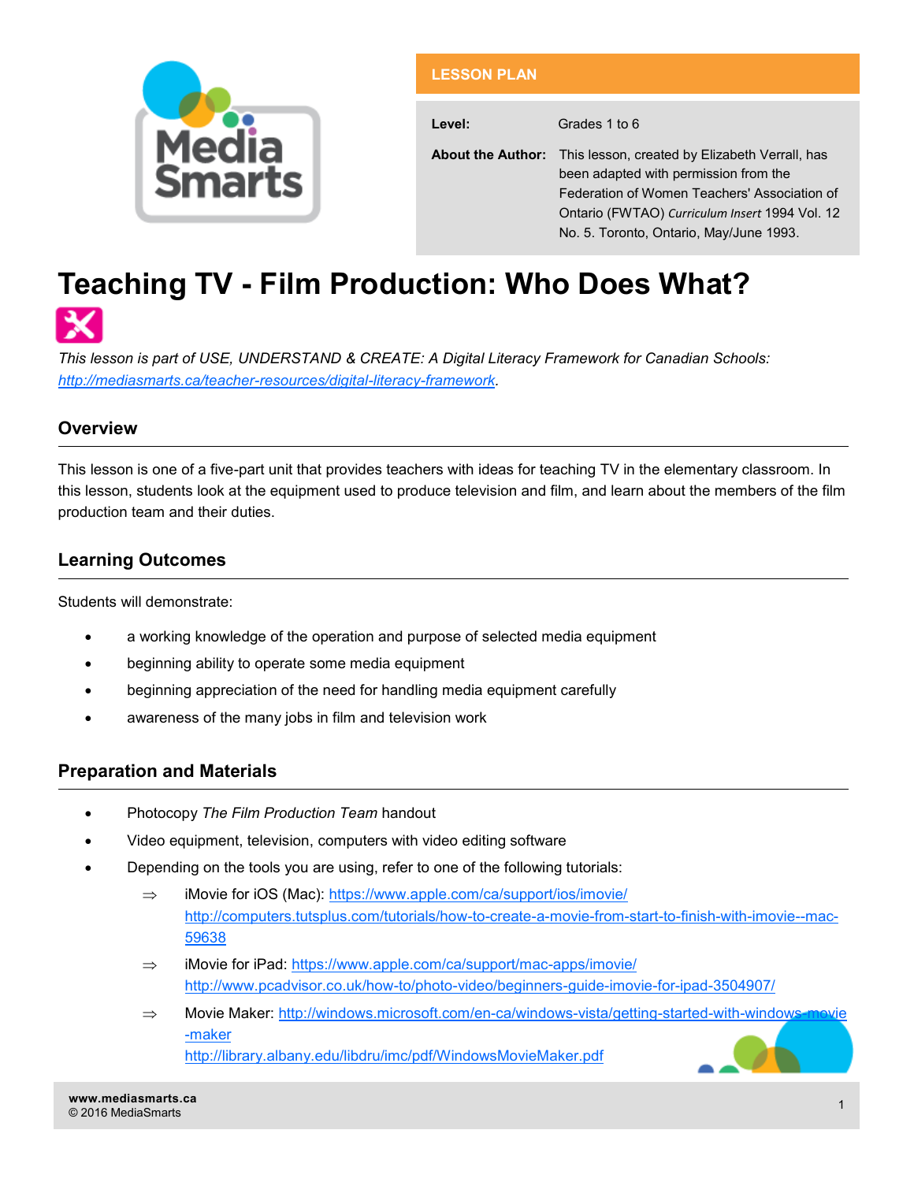**LESSON PLAN**

| | |
|---|---|
| **Level:** | Grades 1 to 6 |
| **About the Author:** | This lesson, created by Elizabeth Verrall, has been adapted with permission from the Federation of Women Teachers' Association of Ontario (FWTAO) *Curriculum Insert* 1994 Vol. 12 No. 5. Toronto, Ontario, May/June 1993. |

# Teaching TV - Film Production: Who Does What?

*This lesson is part of USE, UNDERSTAND & CREATE: A Digital Literacy Framework for Canadian Schools: http://mediasmarts.ca/teacher-resources/digital-literacy-framework.*

## Overview

This lesson is one of a five-part unit that provides teachers with ideas for teaching TV in the elementary classroom. In this lesson, students look at the equipment used to produce television and film, and learn about the members of the film production team and their duties.

## Learning Outcomes

Students will demonstrate:

- a working knowledge of the operation and purpose of selected media equipment
- beginning ability to operate some media equipment
- beginning appreciation of the need for handling media equipment carefully
- awareness of the many jobs in film and television work

## Preparation and Materials

- Photocopy *The Film Production Team* handout
- Video equipment, television, computers with video editing software
- Depending on the tools you are using, refer to one of the following tutorials:
  - ⇒ iMovie for iOS (Mac): https://www.apple.com/ca/support/ios/imovie/ http://computers.tutsplus.com/tutorials/how-to-create-a-movie-from-start-to-finish-with-imovie--mac-59638
  - ⇒ iMovie for iPad: https://www.apple.com/ca/support/mac-apps/imovie/ http://www.pcadvisor.co.uk/how-to/photo-video/beginners-guide-imovie-for-ipad-3504907/
  - ⇒ Movie Maker: http://windows.microsoft.com/en-ca/windows-vista/getting-started-with-windows-movie-maker http://library.albany.edu/libdru/imc/pdf/WindowsMovieMaker.pdf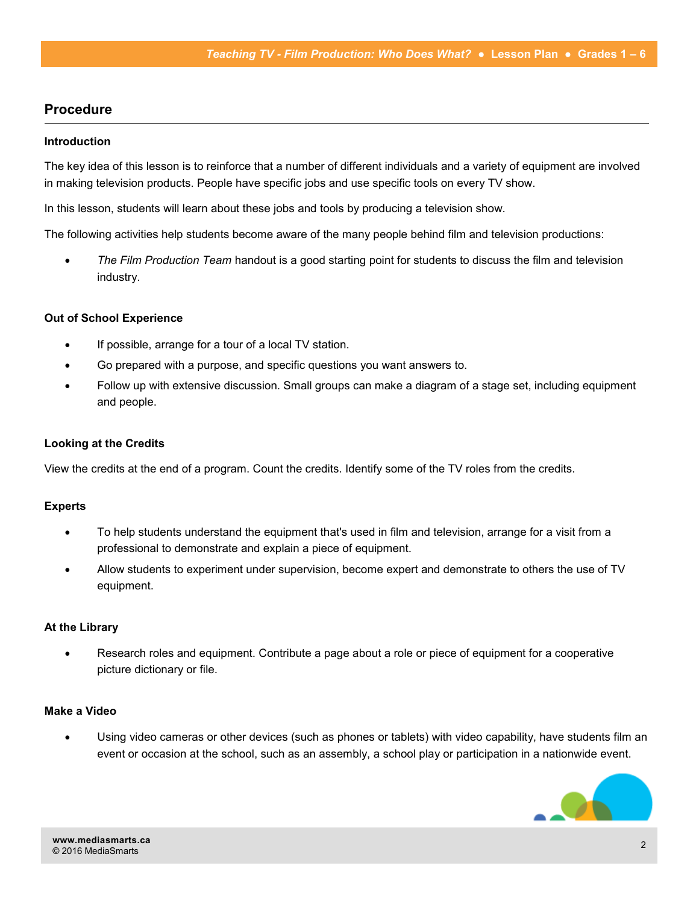## Procedure

### Introduction

The key idea of this lesson is to reinforce that a number of different individuals and a variety of equipment are involved in making television products. People have specific jobs and use specific tools on every TV show.

In this lesson, students will learn about these jobs and tools by producing a television show.

The following activities help students become aware of the many people behind film and television productions:

- *The Film Production Team* handout is a good starting point for students to discuss the film and television industry.

### Out of School Experience

- If possible, arrange for a tour of a local TV station.
- Go prepared with a purpose, and specific questions you want answers to.
- Follow up with extensive discussion. Small groups can make a diagram of a stage set, including equipment and people.

### Looking at the Credits

View the credits at the end of a program. Count the credits. Identify some of the TV roles from the credits.

### Experts

- To help students understand the equipment that's used in film and television, arrange for a visit from a professional to demonstrate and explain a piece of equipment.
- Allow students to experiment under supervision, become expert and demonstrate to others the use of TV equipment.

### At the Library

- Research roles and equipment. Contribute a page about a role or piece of equipment for a cooperative picture dictionary or file.

### Make a Video

- Using video cameras or other devices (such as phones or tablets) with video capability, have students film an event or occasion at the school, such as an assembly, a school play or participation in a nationwide event.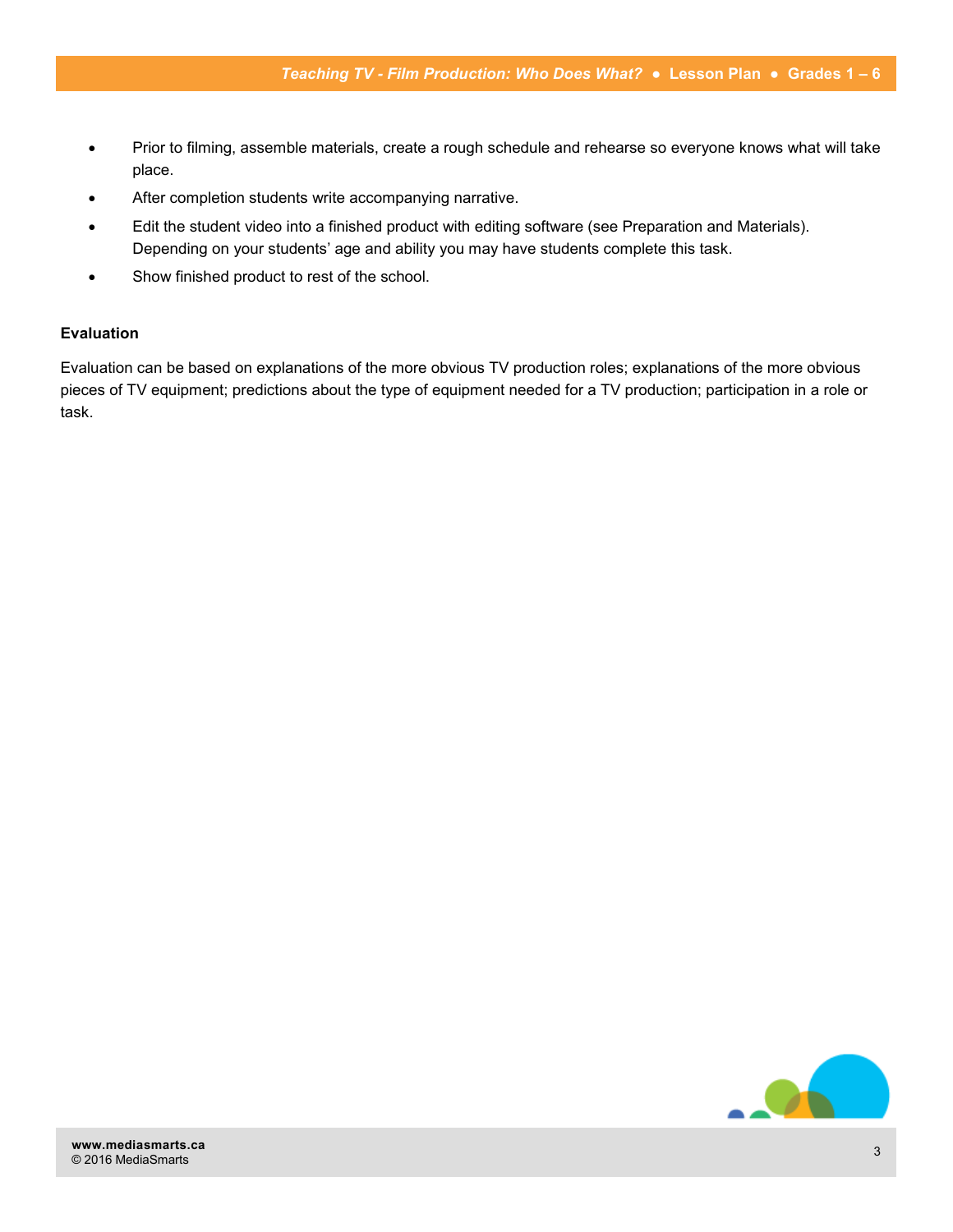- Prior to filming, assemble materials, create a rough schedule and rehearse so everyone knows what will take place.
- After completion students write accompanying narrative.
- Edit the student video into a finished product with editing software (see Preparation and Materials). Depending on your students' age and ability you may have students complete this task.
- Show finished product to rest of the school.

**Evaluation**

Evaluation can be based on explanations of the more obvious TV production roles; explanations of the more obvious pieces of TV equipment; predictions about the type of equipment needed for a TV production; participation in a role or task.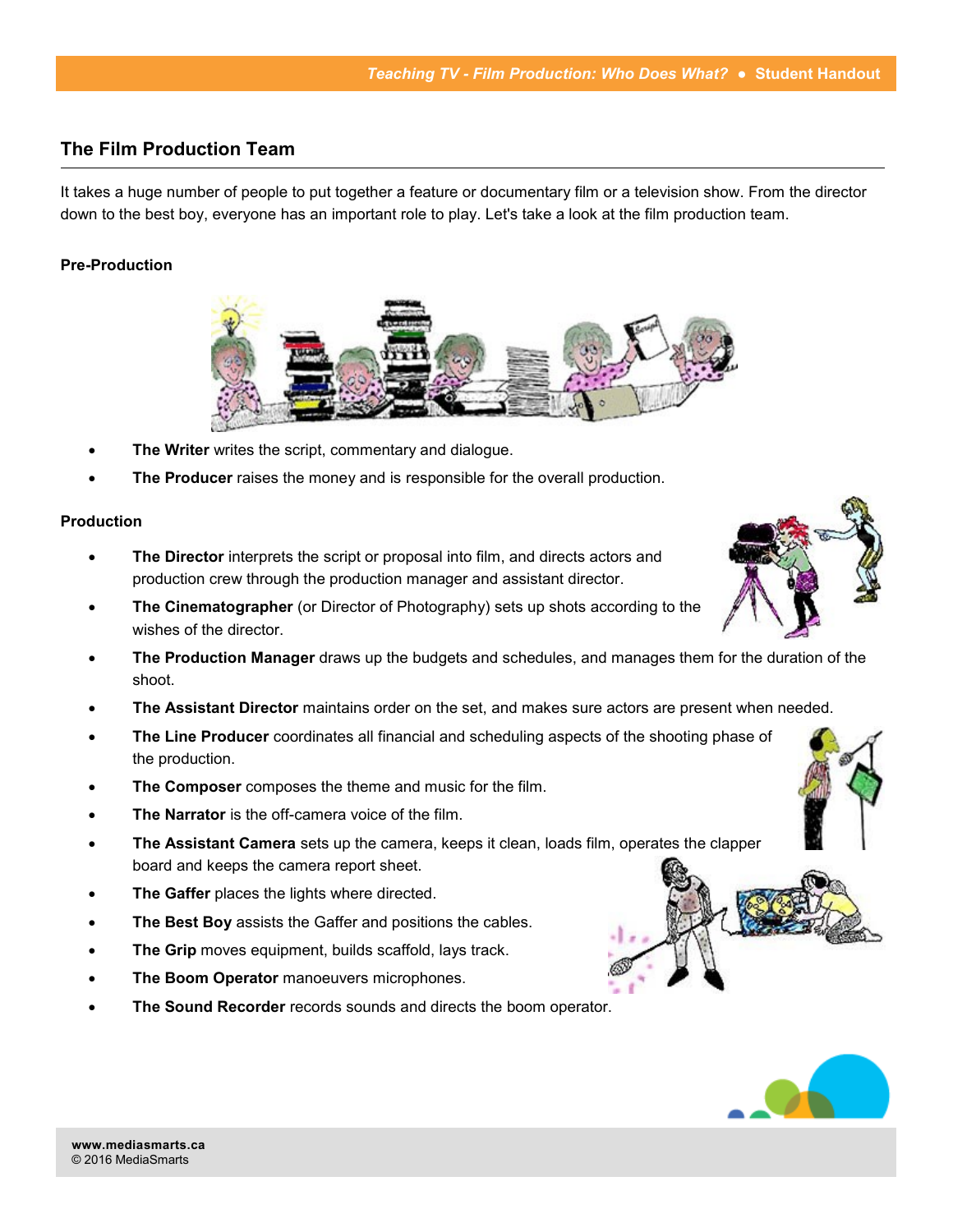## The Film Production Team

It takes a huge number of people to put together a feature or documentary film or a television show. From the director down to the best boy, everyone has an important role to play. Let's take a look at the film production team.

### Pre-Production

- **The Writer** writes the script, commentary and dialogue.
- **The Producer** raises the money and is responsible for the overall production.

### Production

- **The Director** interprets the script or proposal into film, and directs actors and production crew through the production manager and assistant director.
- **The Cinematographer** (or Director of Photography) sets up shots according to the wishes of the director.
- **The Production Manager** draws up the budgets and schedules, and manages them for the duration of the shoot.
- **The Assistant Director** maintains order on the set, and makes sure actors are present when needed.
- **The Line Producer** coordinates all financial and scheduling aspects of the shooting phase of the production.
- **The Composer** composes the theme and music for the film.
- **The Narrator** is the off-camera voice of the film.
- **The Assistant Camera** sets up the camera, keeps it clean, loads film, operates the clapper board and keeps the camera report sheet.
- **The Gaffer** places the lights where directed.
- **The Best Boy** assists the Gaffer and positions the cables.
- **The Grip** moves equipment, builds scaffold, lays track.
- **The Boom Operator** manoeuvers microphones.
- **The Sound Recorder** records sounds and directs the boom operator.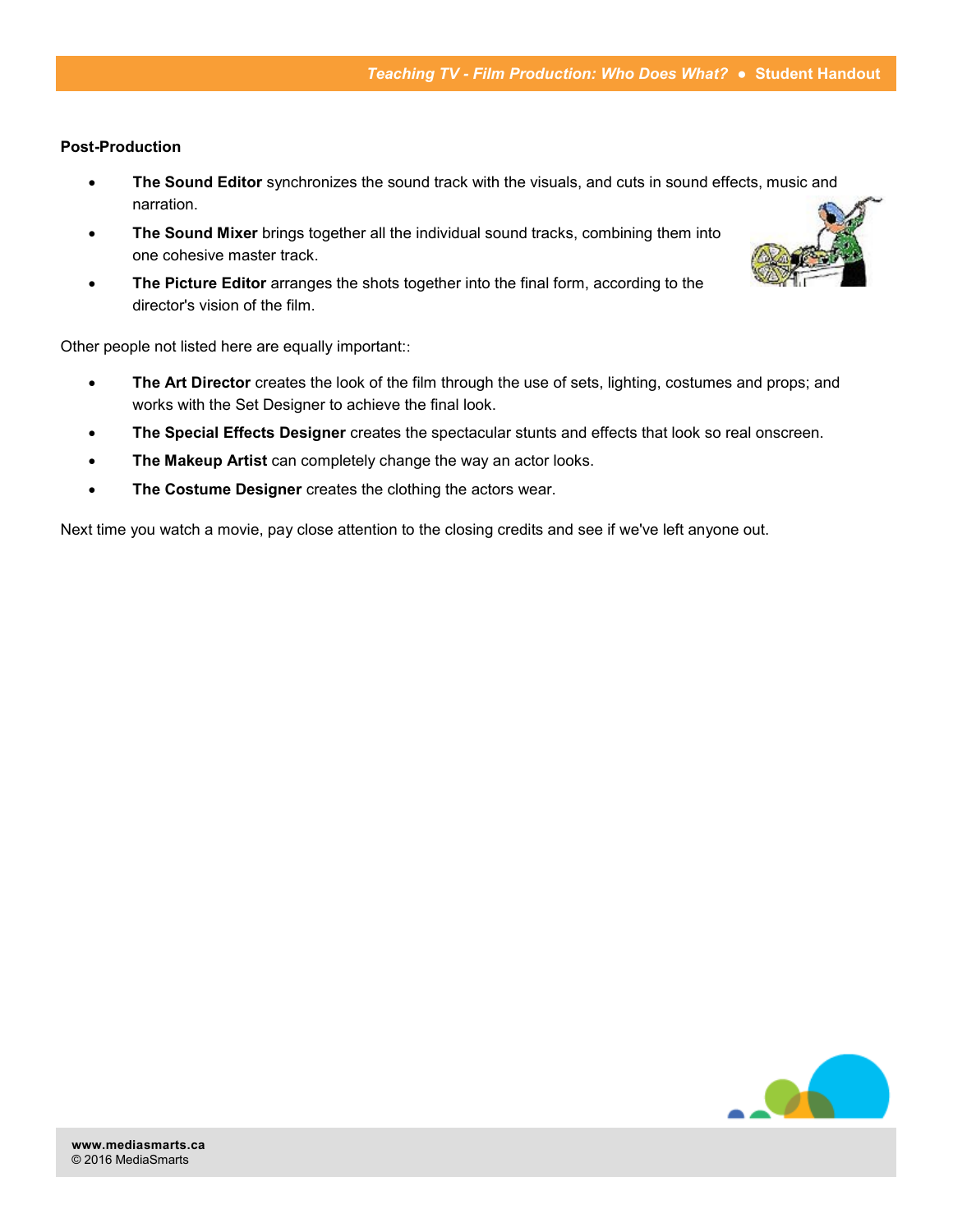**Post-Production**

- **The Sound Editor** synchronizes the sound track with the visuals, and cuts in sound effects, music and narration.
- **The Sound Mixer** brings together all the individual sound tracks, combining them into one cohesive master track.
- **The Picture Editor** arranges the shots together into the final form, according to the director's vision of the film.

Other people not listed here are equally important::

- **The Art Director** creates the look of the film through the use of sets, lighting, costumes and props; and works with the Set Designer to achieve the final look.
- **The Special Effects Designer** creates the spectacular stunts and effects that look so real onscreen.
- **The Makeup Artist** can completely change the way an actor looks.
- **The Costume Designer** creates the clothing the actors wear.

Next time you watch a movie, pay close attention to the closing credits and see if we've left anyone out.